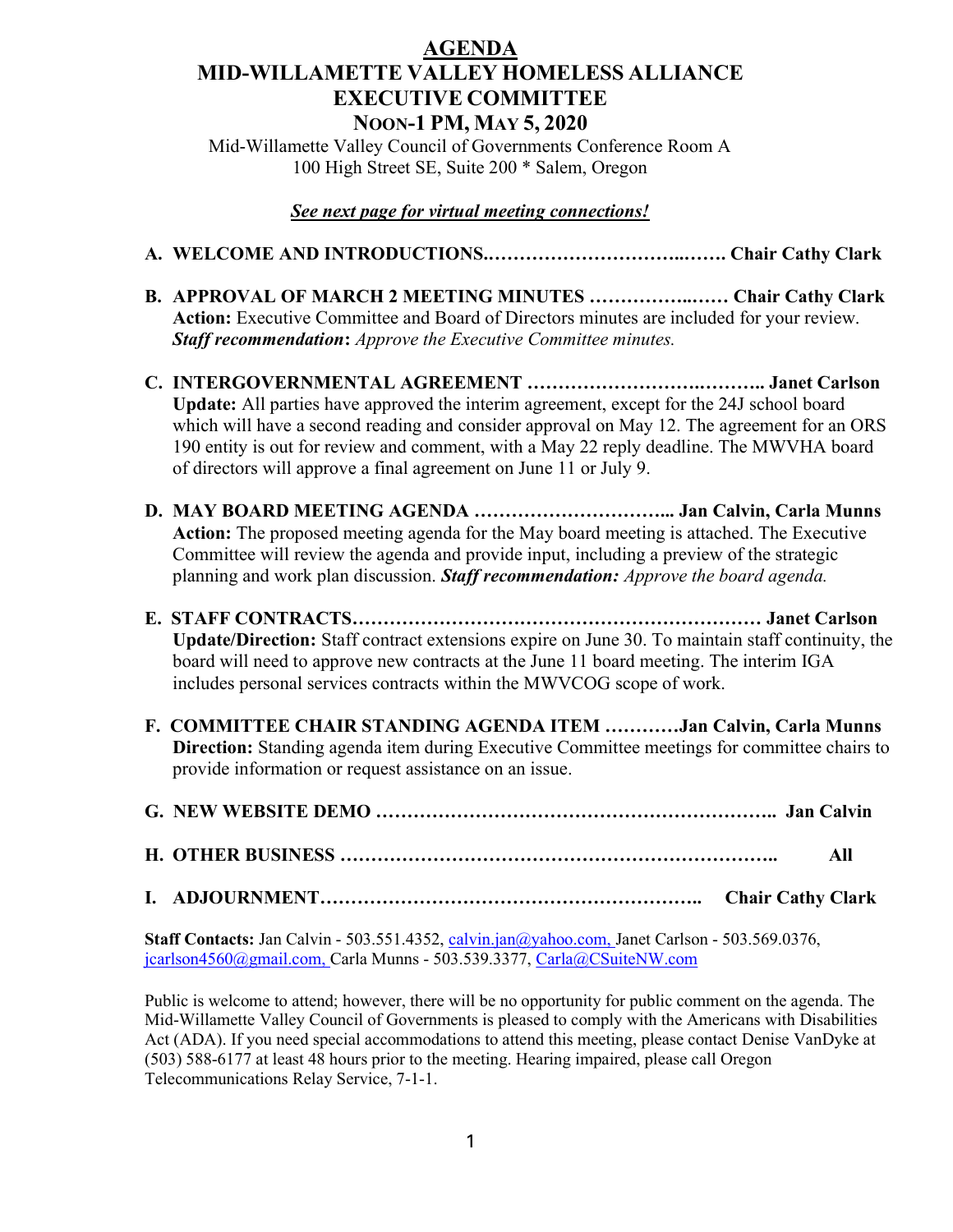# AGENDA
# MID-WILLAMETTE VALLEY HOMELESS ALLIANCE EXECUTIVE COMMITTEE
## NOON-1 PM, MAY 5, 2020

Mid-Willamette Valley Council of Governments Conference Room A
100 High Street SE, Suite 200 * Salem, Oregon

***See next page for virtual meeting connections!***

**A. WELCOME AND INTRODUCTIONS……………………………..……. Chair Cathy Clark**

**B. APPROVAL OF MARCH 2 MEETING MINUTES ……………..…… Chair Cathy Clark**
**Action:** Executive Committee and Board of Directors minutes are included for your review. ***Staff recommendation*:** *Approve the Executive Committee minutes.*

**C. INTERGOVERNMENTAL AGREEMENT …………………….……….. Janet Carlson**
**Update:** All parties have approved the interim agreement, except for the 24J school board which will have a second reading and consider approval on May 12. The agreement for an ORS 190 entity is out for review and comment, with a May 22 reply deadline. The MWVHA board of directors will approve a final agreement on June 11 or July 9.

**D. MAY BOARD MEETING AGENDA …………………………... Jan Calvin, Carla Munns**
**Action:** The proposed meeting agenda for the May board meeting is attached. The Executive Committee will review the agenda and provide input, including a preview of the strategic planning and work plan discussion. ***Staff recommendation:*** *Approve the board agenda.*

**E. STAFF CONTRACTS………………………………………………………… Janet Carlson**
**Update/Direction:** Staff contract extensions expire on June 30. To maintain staff continuity, the board will need to approve new contracts at the June 11 board meeting. The interim IGA includes personal services contracts within the MWVCOG scope of work.

**F. COMMITTEE CHAIR STANDING AGENDA ITEM …………Jan Calvin, Carla Munns**
**Direction:** Standing agenda item during Executive Committee meetings for committee chairs to provide information or request assistance on an issue.

**G. NEW WEBSITE DEMO ……………………………………………………….. Jan Calvin**

**H. OTHER BUSINESS ………………………………………………………….. All**

**I. ADJOURNMENT…………………………………………………….. Chair Cathy Clark**

**Staff Contacts:** Jan Calvin - 503.551.4352, calvin.jan@yahoo.com, Janet Carlson - 503.569.0376, jcarlson4560@gmail.com, Carla Munns - 503.539.3377, Carla@CSuiteNW.com

Public is welcome to attend; however, there will be no opportunity for public comment on the agenda. The Mid-Willamette Valley Council of Governments is pleased to comply with the Americans with Disabilities Act (ADA). If you need special accommodations to attend this meeting, please contact Denise VanDyke at (503) 588-6177 at least 48 hours prior to the meeting. Hearing impaired, please call Oregon Telecommunications Relay Service, 7-1-1.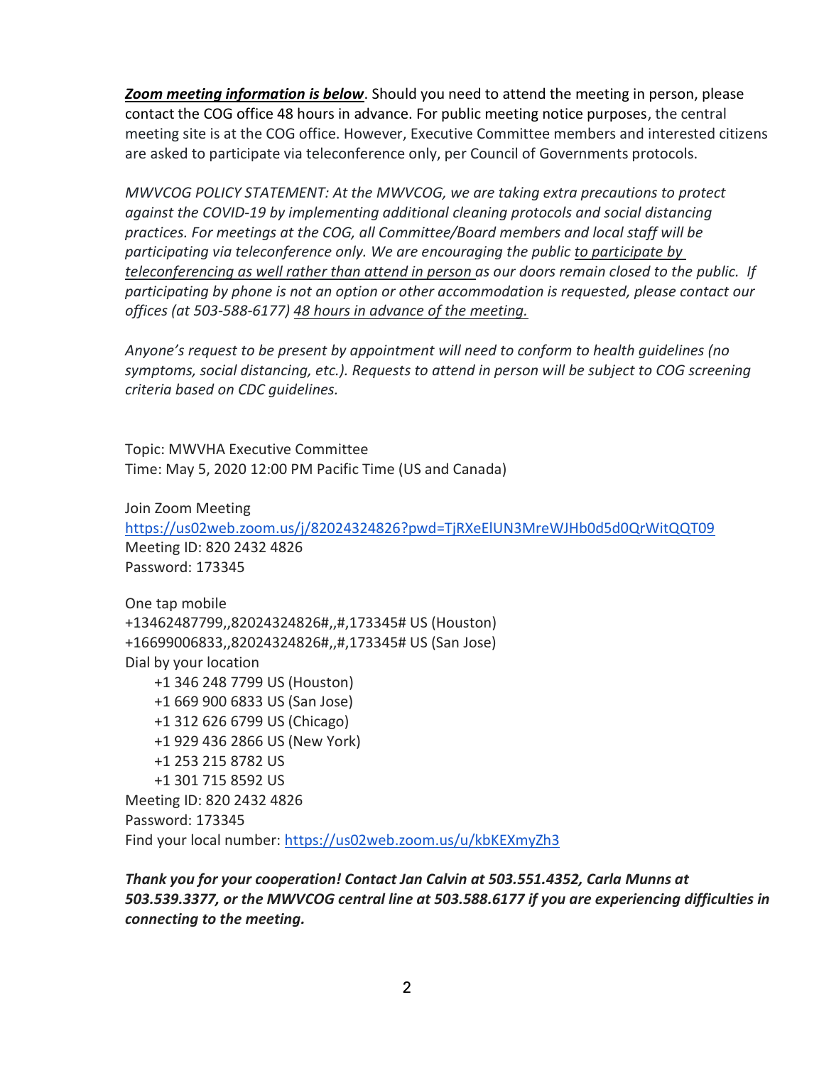***Zoom meeting information is below***. Should you need to attend the meeting in person, please contact the COG office 48 hours in advance. For public meeting notice purposes, the central meeting site is at the COG office. However, Executive Committee members and interested citizens are asked to participate via teleconference only, per Council of Governments protocols.

*MWVCOG POLICY STATEMENT: At the MWVCOG, we are taking extra precautions to protect against the COVID-19 by implementing additional cleaning protocols and social distancing practices. For meetings at the COG, all Committee/Board members and local staff will be participating via teleconference only. We are encouraging the public to participate by teleconferencing as well rather than attend in person as our doors remain closed to the public. If participating by phone is not an option or other accommodation is requested, please contact our offices (at 503-588-6177) 48 hours in advance of the meeting.*

*Anyone's request to be present by appointment will need to conform to health guidelines (no symptoms, social distancing, etc.). Requests to attend in person will be subject to COG screening criteria based on CDC guidelines.*

Topic: MWVHA Executive Committee
Time: May 5, 2020 12:00 PM Pacific Time (US and Canada)

Join Zoom Meeting
https://us02web.zoom.us/j/82024324826?pwd=TjRXeElUN3MreWJHb0d5d0QrWitQQT09
Meeting ID: 820 2432 4826
Password: 173345

One tap mobile
+13462487799,,82024324826#,,#,173345# US (Houston)
+16699006833,,82024324826#,,#,173345# US (San Jose)
Dial by your location
- +1 346 248 7799 US (Houston)
- +1 669 900 6833 US (San Jose)
- +1 312 626 6799 US (Chicago)
- +1 929 436 2866 US (New York)
- +1 253 215 8782 US
- +1 301 715 8592 US

Meeting ID: 820 2432 4826
Password: 173345
Find your local number: https://us02web.zoom.us/u/kbKEXmyZh3

***Thank you for your cooperation! Contact Jan Calvin at 503.551.4352, Carla Munns at 503.539.3377, or the MWVCOG central line at 503.588.6177 if you are experiencing difficulties in connecting to the meeting.***